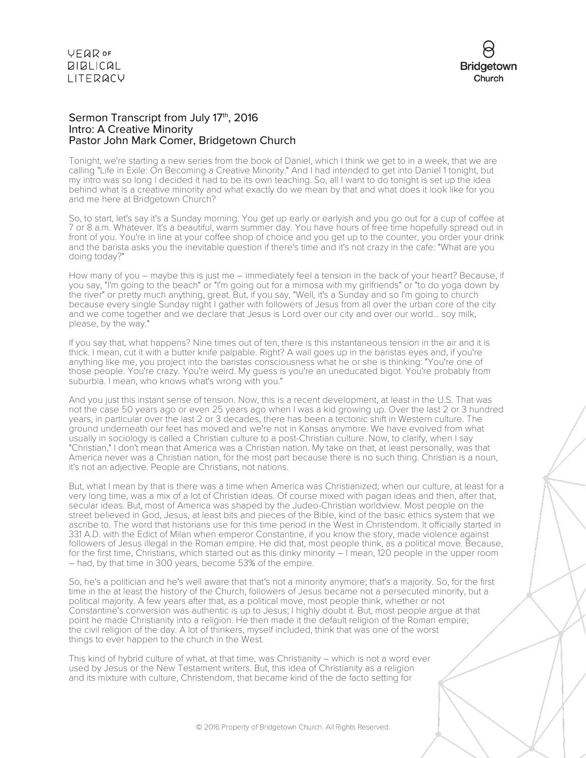## Sermon Transcript from July 17th, 2016
## Intro: A Creative Minority
## Pastor John Mark Comer, Bridgetown Church

Tonight, we're starting a new series from the book of Daniel, which I think we get to in a week, that we are calling "Life in Exile: On Becoming a Creative Minority." And I had intended to get into Daniel 1 tonight, but my intro was so long I decided it had to be its own teaching. So, all I want to do tonight is set up the idea behind what is a creative minority and what exactly do we mean by that and what does it look like for you and me here at Bridgetown Church?

So, to start, let's say it's a Sunday morning. You get up early or earlyish and you go out for a cup of coffee at 7 or 8 a.m. Whatever. It's a beautiful, warm summer day. You have hours of free time hopefully spread out in front of you. You're in line at your coffee shop of choice and you get up to the counter, you order your drink and the barista asks you the inevitable question if there's time and it's not crazy in the cafe: "What are you doing today?"

How many of you – maybe this is just me – immediately feel a tension in the back of your heart? Because, if you say, "I'm going to the beach" or "I'm going out for a mimosa with my girlfriends" or "to do yoga down by the river" or pretty much anything, great. But, if you say, "Well, it's a Sunday and so I'm going to church because every single Sunday night I gather with followers of Jesus from all over the urban core of the city and we come together and we declare that Jesus is Lord over our city and over our world... soy milk, please, by the way."

If you say that, what happens? Nine times out of ten, there is this instantaneous tension in the air and it is thick. I mean, cut it with a butter knife palpable. Right? A wall goes up in the baristas eyes and, if you're anything like me, you project into the baristas consciousness what he or she is thinking: "You're one of those people. You're crazy. You're weird. My guess is you're an uneducated bigot. You're probably from suburbia. I mean, who knows what's wrong with you."

And you just this instant sense of tension. Now, this is a recent development, at least in the U.S. That was not the case 50 years ago or even 25 years ago when I was a kid growing up. Over the last 2 or 3 hundred years, in particular over the last 2 or 3 decades, there has been a tectonic shift in Western culture. The ground underneath our feet has moved and we're not in Kansas anymore. We have evolved from what usually in sociology is called a Christian culture to a post-Christian culture. Now, to clarify, when I say "Christian," I don't mean that America was a Christian nation. My take on that, at least personally, was that America never was a Christian nation, for the most part because there is no such thing. Christian is a noun, it's not an adjective. People are Christians, not nations.

But, what I mean by that is there was a time when America was Christianized; when our culture, at least for a very long time, was a mix of a lot of Christian ideas. Of course mixed with pagan ideas and then, after that, secular ideas. But, most of America was shaped by the Judeo-Christian worldview. Most people on the street believed in God, Jesus, at least bits and pieces of the Bible, kind of the basic ethics system that we ascribe to. The word that historians use for this time period in the West in Christendom. It officially started in 331 A.D. with the Edict of Milan when emperor Constantine, if you know the story, made violence against followers of Jesus illegal in the Roman empire. He did that, most people think, as a political move. Because, for the first time, Christians, which started out as this dinky minority – I mean, 120 people in the upper room – had, by that time in 300 years, become 53% of the empire.

So, he's a politician and he's well aware that that's not a minority anymore; that's a majority. So, for the first time in the at least the history of the Church, followers of Jesus became not a persecuted minority, but a political majority. A few years after that, as a political move, most people think, whether or not Constantine's conversion was authentic is up to Jesus; I highly doubt it. But, most people argue at that point he made Christianity into a religion. He then made it the default religion of the Roman empire; the civil religion of the day. A lot of thinkers, myself included, think that was one of the worst things to ever happen to the church in the West.

This kind of hybrid culture of what, at that time, was Christianity – which is not a word ever used by Jesus or the New Testament writers. But, this idea of Christianity as a religion and its mixture with culture, Christendom, that became kind of the de facto setting for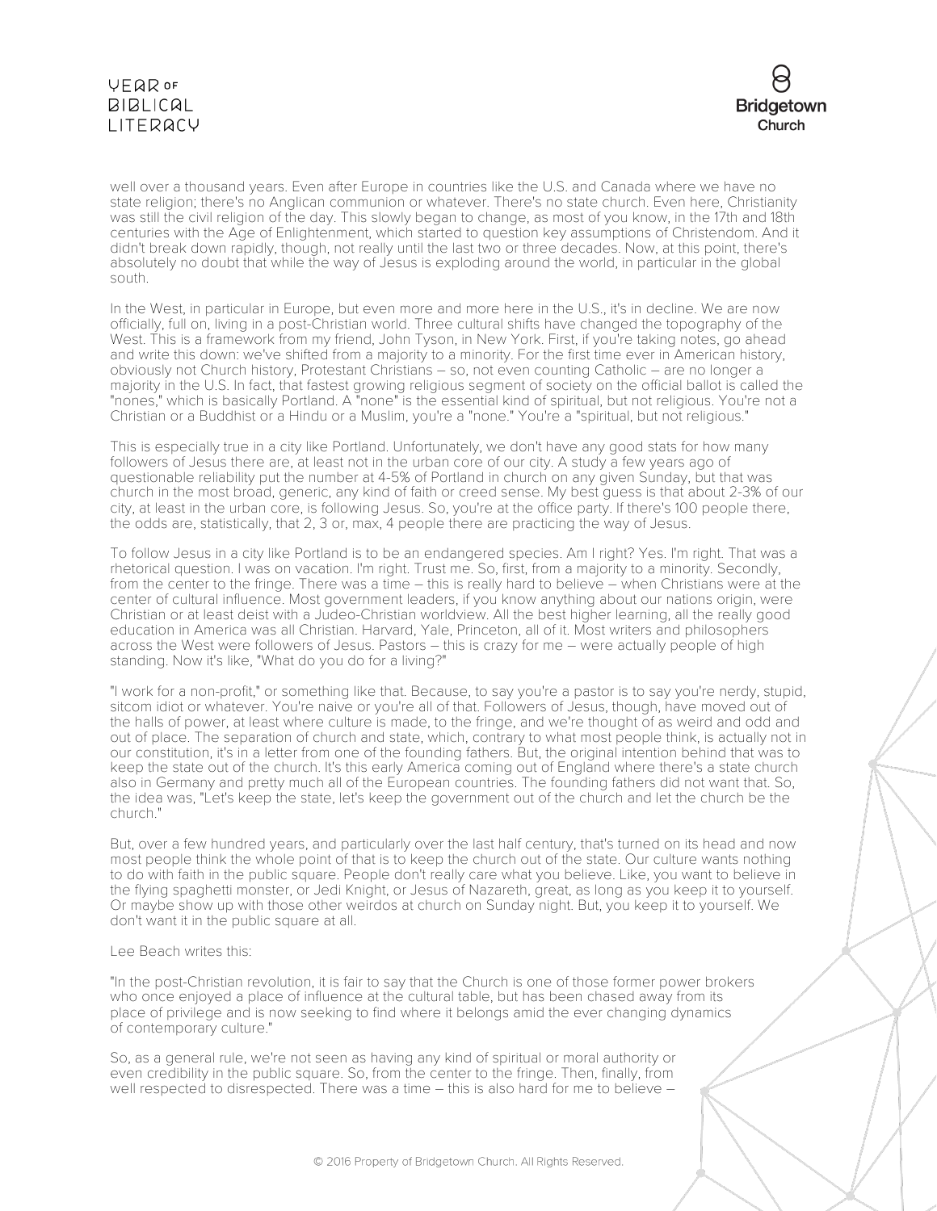well over a thousand years. Even after Europe in countries like the U.S. and Canada where we have no state religion; there's no Anglican communion or whatever. There's no state church. Even here, Christianity was still the civil religion of the day. This slowly began to change, as most of you know, in the 17th and 18th centuries with the Age of Enlightenment, which started to question key assumptions of Christendom. And it didn't break down rapidly, though, not really until the last two or three decades. Now, at this point, there's absolutely no doubt that while the way of Jesus is exploding around the world, in particular in the global south.

In the West, in particular in Europe, but even more and more here in the U.S., it's in decline. We are now officially, full on, living in a post-Christian world. Three cultural shifts have changed the topography of the West. This is a framework from my friend, John Tyson, in New York. First, if you're taking notes, go ahead and write this down: we've shifted from a majority to a minority. For the first time ever in American history, obviously not Church history, Protestant Christians – so, not even counting Catholic – are no longer a majority in the U.S. In fact, that fastest growing religious segment of society on the official ballot is called the "nones," which is basically Portland. A "none" is the essential kind of spiritual, but not religious. You're not a Christian or a Buddhist or a Hindu or a Muslim, you're a "none." You're a "spiritual, but not religious."

This is especially true in a city like Portland. Unfortunately, we don't have any good stats for how many followers of Jesus there are, at least not in the urban core of our city. A study a few years ago of questionable reliability put the number at 4-5% of Portland in church on any given Sunday, but that was church in the most broad, generic, any kind of faith or creed sense. My best guess is that about 2-3% of our city, at least in the urban core, is following Jesus. So, you're at the office party. If there's 100 people there, the odds are, statistically, that 2, 3 or, max, 4 people there are practicing the way of Jesus.

To follow Jesus in a city like Portland is to be an endangered species. Am I right? Yes. I'm right. That was a rhetorical question. I was on vacation. I'm right. Trust me. So, first, from a majority to a minority. Secondly, from the center to the fringe. There was a time – this is really hard to believe – when Christians were at the center of cultural influence. Most government leaders, if you know anything about our nations origin, were Christian or at least deist with a Judeo-Christian worldview. All the best higher learning, all the really good education in America was all Christian. Harvard, Yale, Princeton, all of it. Most writers and philosophers across the West were followers of Jesus. Pastors – this is crazy for me – were actually people of high standing. Now it's like, "What do you do for a living?"

"I work for a non-profit," or something like that. Because, to say you're a pastor is to say you're nerdy, stupid, sitcom idiot or whatever. You're naive or you're all of that. Followers of Jesus, though, have moved out of the halls of power, at least where culture is made, to the fringe, and we're thought of as weird and odd and out of place. The separation of church and state, which, contrary to what most people think, is actually not in our constitution, it's in a letter from one of the founding fathers. But, the original intention behind that was to keep the state out of the church. It's this early America coming out of England where there's a state church also in Germany and pretty much all of the European countries. The founding fathers did not want that. So, the idea was, "Let's keep the state, let's keep the government out of the church and let the church be the church."

But, over a few hundred years, and particularly over the last half century, that's turned on its head and now most people think the whole point of that is to keep the church out of the state. Our culture wants nothing to do with faith in the public square. People don't really care what you believe. Like, you want to believe in the flying spaghetti monster, or Jedi Knight, or Jesus of Nazareth, great, as long as you keep it to yourself. Or maybe show up with those other weirdos at church on Sunday night. But, you keep it to yourself. We don't want it in the public square at all.

Lee Beach writes this:

"In the post-Christian revolution, it is fair to say that the Church is one of those former power brokers who once enjoyed a place of influence at the cultural table, but has been chased away from its place of privilege and is now seeking to find where it belongs amid the ever changing dynamics of contemporary culture."

So, as a general rule, we're not seen as having any kind of spiritual or moral authority or even credibility in the public square. So, from the center to the fringe. Then, finally, from well respected to disrespected. There was a time – this is also hard for me to believe –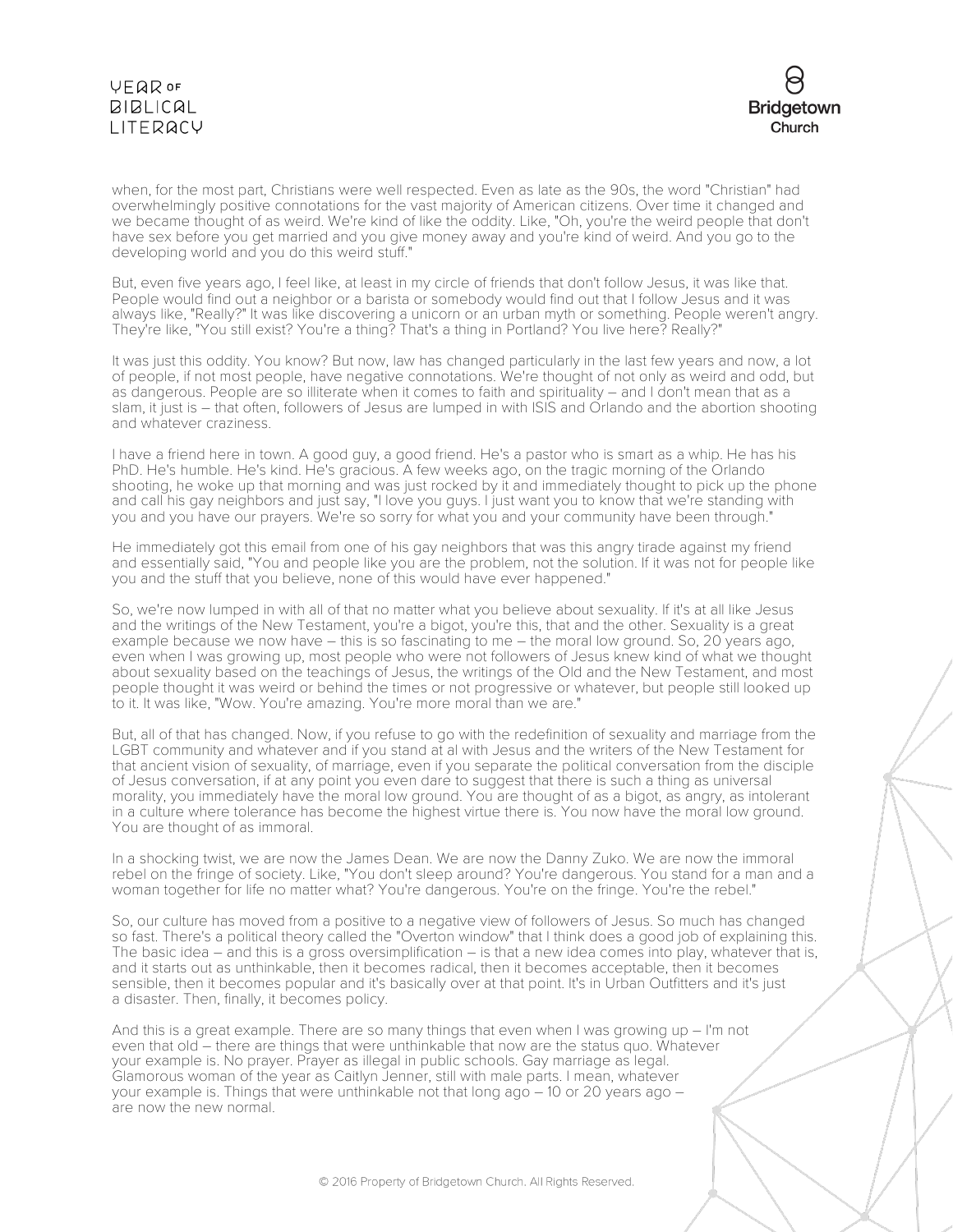when, for the most part, Christians were well respected. Even as late as the 90s, the word "Christian" had overwhelmingly positive connotations for the vast majority of American citizens. Over time it changed and we became thought of as weird. We're kind of like the oddity. Like, "Oh, you're the weird people that don't have sex before you get married and you give money away and you're kind of weird. And you go to the developing world and you do this weird stuff."

But, even five years ago, I feel like, at least in my circle of friends that don't follow Jesus, it was like that. People would find out a neighbor or a barista or somebody would find out that I follow Jesus and it was always like, "Really?" It was like discovering a unicorn or an urban myth or something. People weren't angry. They're like, "You still exist? You're a thing? That's a thing in Portland? You live here? Really?"

It was just this oddity. You know? But now, law has changed particularly in the last few years and now, a lot of people, if not most people, have negative connotations. We're thought of not only as weird and odd, but as dangerous. People are so illiterate when it comes to faith and spirituality – and I don't mean that as a slam, it just is – that often, followers of Jesus are lumped in with ISIS and Orlando and the abortion shooting and whatever craziness.

I have a friend here in town. A good guy, a good friend. He's a pastor who is smart as a whip. He has his PhD. He's humble. He's kind. He's gracious. A few weeks ago, on the tragic morning of the Orlando shooting, he woke up that morning and was just rocked by it and immediately thought to pick up the phone and call his gay neighbors and just say, "I love you guys. I just want you to know that we're standing with you and you have our prayers. We're so sorry for what you and your community have been through."

He immediately got this email from one of his gay neighbors that was this angry tirade against my friend and essentially said, "You and people like you are the problem, not the solution. If it was not for people like you and the stuff that you believe, none of this would have ever happened."

So, we're now lumped in with all of that no matter what you believe about sexuality. If it's at all like Jesus and the writings of the New Testament, you're a bigot, you're this, that and the other. Sexuality is a great example because we now have – this is so fascinating to me – the moral low ground. So, 20 years ago, even when I was growing up, most people who were not followers of Jesus knew kind of what we thought about sexuality based on the teachings of Jesus, the writings of the Old and the New Testament, and most people thought it was weird or behind the times or not progressive or whatever, but people still looked up to it. It was like, "Wow. You're amazing. You're more moral than we are."

But, all of that has changed. Now, if you refuse to go with the redefinition of sexuality and marriage from the LGBT community and whatever and if you stand at al with Jesus and the writers of the New Testament for that ancient vision of sexuality, of marriage, even if you separate the political conversation from the disciple of Jesus conversation, if at any point you even dare to suggest that there is such a thing as universal morality, you immediately have the moral low ground. You are thought of as a bigot, as angry, as intolerant in a culture where tolerance has become the highest virtue there is. You now have the moral low ground. You are thought of as immoral.

In a shocking twist, we are now the James Dean. We are now the Danny Zuko. We are now the immoral rebel on the fringe of society. Like, "You don't sleep around? You're dangerous. You stand for a man and a woman together for life no matter what? You're dangerous. You're on the fringe. You're the rebel."

So, our culture has moved from a positive to a negative view of followers of Jesus. So much has changed so fast. There's a political theory called the "Overton window" that I think does a good job of explaining this. The basic idea – and this is a gross oversimplification – is that a new idea comes into play, whatever that is, and it starts out as unthinkable, then it becomes radical, then it becomes acceptable, then it becomes sensible, then it becomes popular and it's basically over at that point. It's in Urban Outfitters and it's just a disaster. Then, finally, it becomes policy.

And this is a great example. There are so many things that even when I was growing up – I'm not even that old – there are things that were unthinkable that now are the status quo. Whatever your example is. No prayer. Prayer as illegal in public schools. Gay marriage as legal. Glamorous woman of the year as Caitlyn Jenner, still with male parts. I mean, whatever your example is. Things that were unthinkable not that long ago – 10 or 20 years ago – are now the new normal.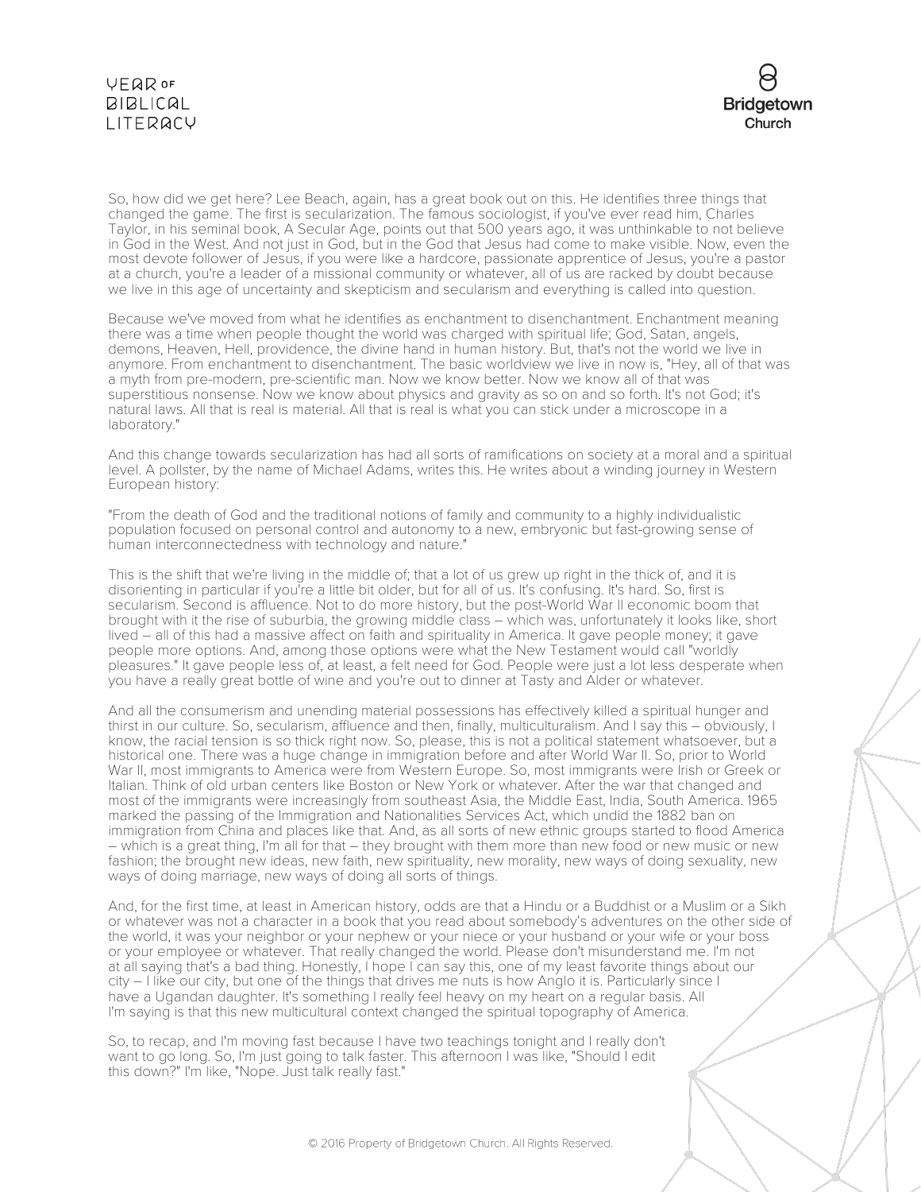So, how did we get here? Lee Beach, again, has a great book out on this. He identifies three things that changed the game. The first is secularization. The famous sociologist, if you've ever read him, Charles Taylor, in his seminal book, A Secular Age, points out that 500 years ago, it was unthinkable to not believe in God in the West. And not just in God, but in the God that Jesus had come to make visible. Now, even the most devote follower of Jesus, if you were like a hardcore, passionate apprentice of Jesus, you're a pastor at a church, you're a leader of a missional community or whatever, all of us are racked by doubt because we live in this age of uncertainty and skepticism and secularism and everything is called into question.

Because we've moved from what he identifies as enchantment to disenchantment. Enchantment meaning there was a time when people thought the world was charged with spiritual life; God, Satan, angels, demons, Heaven, Hell, providence, the divine hand in human history. But, that's not the world we live in anymore. From enchantment to disenchantment. The basic worldview we live in now is, "Hey, all of that was a myth from pre-modern, pre-scientific man. Now we know better. Now we know all of that was superstitious nonsense. Now we know about physics and gravity as so on and so forth. It's not God; it's natural laws. All that is real is material. All that is real is what you can stick under a microscope in a laboratory."

And this change towards secularization has had all sorts of ramifications on society at a moral and a spiritual level. A pollster, by the name of Michael Adams, writes this. He writes about a winding journey in Western European history:

"From the death of God and the traditional notions of family and community to a highly individualistic population focused on personal control and autonomy to a new, embryonic but fast-growing sense of human interconnectedness with technology and nature."

This is the shift that we're living in the middle of; that a lot of us grew up right in the thick of, and it is disorienting in particular if you're a little bit older, but for all of us. It's confusing. It's hard. So, first is secularism. Second is affluence. Not to do more history, but the post-World War II economic boom that brought with it the rise of suburbia, the growing middle class – which was, unfortunately it looks like, short lived – all of this had a massive affect on faith and spirituality in America. It gave people money; it gave people more options. And, among those options were what the New Testament would call "worldly pleasures." It gave people less of, at least, a felt need for God. People were just a lot less desperate when you have a really great bottle of wine and you're out to dinner at Tasty and Alder or whatever.

And all the consumerism and unending material possessions has effectively killed a spiritual hunger and thirst in our culture. So, secularism, affluence and then, finally, multiculturalism. And I say this – obviously, I know, the racial tension is so thick right now. So, please, this is not a political statement whatsoever, but a historical one. There was a huge change in immigration before and after World War II. So, prior to World War II, most immigrants to America were from Western Europe. So, most immigrants were Irish or Greek or Italian. Think of old urban centers like Boston or New York or whatever. After the war that changed and most of the immigrants were increasingly from southeast Asia, the Middle East, India, South America. 1965 marked the passing of the Immigration and Nationalities Services Act, which undid the 1882 ban on immigration from China and places like that. And, as all sorts of new ethnic groups started to flood America – which is a great thing, I'm all for that – they brought with them more than new food or new music or new fashion; the brought new ideas, new faith, new spirituality, new morality, new ways of doing sexuality, new ways of doing marriage, new ways of doing all sorts of things.

And, for the first time, at least in American history, odds are that a Hindu or a Buddhist or a Muslim or a Sikh or whatever was not a character in a book that you read about somebody's adventures on the other side of the world, it was your neighbor or your nephew or your niece or your husband or your wife or your boss or your employee or whatever. That really changed the world. Please don't misunderstand me. I'm not at all saying that's a bad thing. Honestly, I hope I can say this, one of my least favorite things about our city – I like our city, but one of the things that drives me nuts is how Anglo it is. Particularly since I have a Ugandan daughter. It's something I really feel heavy on my heart on a regular basis. All I'm saying is that this new multicultural context changed the spiritual topography of America.

So, to recap, and I'm moving fast because I have two teachings tonight and I really don't want to go long. So, I'm just going to talk faster. This afternoon I was like, "Should I edit this down?" I'm like, "Nope. Just talk really fast."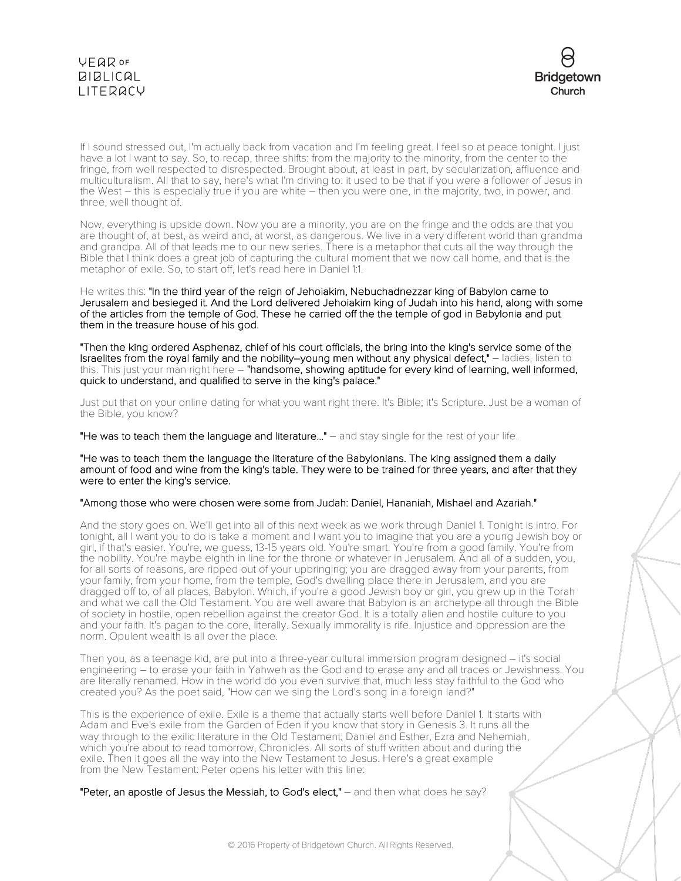If I sound stressed out, I'm actually back from vacation and I'm feeling great. I feel so at peace tonight. I just have a lot I want to say. So, to recap, three shifts: from the majority to the minority, from the center to the fringe, from well respected to disrespected. Brought about, at least in part, by secularization, affluence and multiculturalism. All that to say, here's what I'm driving to: it used to be that if you were a follower of Jesus in the West – this is especially true if you are white – then you were one, in the majority, two, in power, and three, well thought of.

Now, everything is upside down. Now you are a minority, you are on the fringe and the odds are that you are thought of, at best, as weird and, at worst, as dangerous. We live in a very different world than grandma and grandpa. All of that leads me to our new series. There is a metaphor that cuts all the way through the Bible that I think does a great job of capturing the cultural moment that we now call home, and that is the metaphor of exile. So, to start off, let's read here in Daniel 1:1.

He writes this: **"In the third year of the reign of Jehoiakim, Nebuchadnezzar king of Babylon came to Jerusalem and besieged it. And the Lord delivered Jehoiakim king of Judah into his hand, along with some of the articles from the temple of God. These he carried off the the temple of god in Babylonia and put them in the treasure house of his god.**

**"Then the king ordered Asphenaz, chief of his court officials, the bring into the king's service some of the Israelites from the royal family and the nobility–young men without any physical defect,"** – ladies, listen to this. This just your man right here – **"handsome, showing aptitude for every kind of learning, well informed, quick to understand, and qualified to serve in the king's palace."**

Just put that on your online dating for what you want right there. It's Bible; it's Scripture. Just be a woman of the Bible, you know?

**"He was to teach them the language and literature..."** – and stay single for the rest of your life.

**"He was to teach them the language the literature of the Babylonians. The king assigned them a daily amount of food and wine from the king's table. They were to be trained for three years, and after that they were to enter the king's service.**

**"Among those who were chosen were some from Judah: Daniel, Hananiah, Mishael and Azariah."**

And the story goes on. We'll get into all of this next week as we work through Daniel 1. Tonight is intro. For tonight, all I want you to do is take a moment and I want you to imagine that you are a young Jewish boy or girl, if that's easier. You're, we guess, 13-15 years old. You're smart. You're from a good family. You're from the nobility. You're maybe eighth in line for the throne or whatever in Jerusalem. And all of a sudden, you, for all sorts of reasons, are ripped out of your upbringing; you are dragged away from your parents, from your family, from your home, from the temple, God's dwelling place there in Jerusalem, and you are dragged off to, of all places, Babylon. Which, if you're a good Jewish boy or girl, you grew up in the Torah and what we call the Old Testament. You are well aware that Babylon is an archetype all through the Bible of society in hostile, open rebellion against the creator God. It is a totally alien and hostile culture to you and your faith. It's pagan to the core, literally. Sexually immorality is rife. Injustice and oppression are the norm. Opulent wealth is all over the place.

Then you, as a teenage kid, are put into a three-year cultural immersion program designed – it's social engineering – to erase your faith in Yahweh as the God and to erase any and all traces or Jewishness. You are literally renamed. How in the world do you even survive that, much less stay faithful to the God who created you? As the poet said, "How can we sing the Lord's song in a foreign land?"

This is the experience of exile. Exile is a theme that actually starts well before Daniel 1. It starts with Adam and Eve's exile from the Garden of Eden if you know that story in Genesis 3. It runs all the way through to the exilic literature in the Old Testament; Daniel and Esther, Ezra and Nehemiah, which you're about to read tomorrow, Chronicles. All sorts of stuff written about and during the exile. Then it goes all the way into the New Testament to Jesus. Here's a great example from the New Testament: Peter opens his letter with this line:

**"Peter, an apostle of Jesus the Messiah, to God's elect,"** – and then what does he say?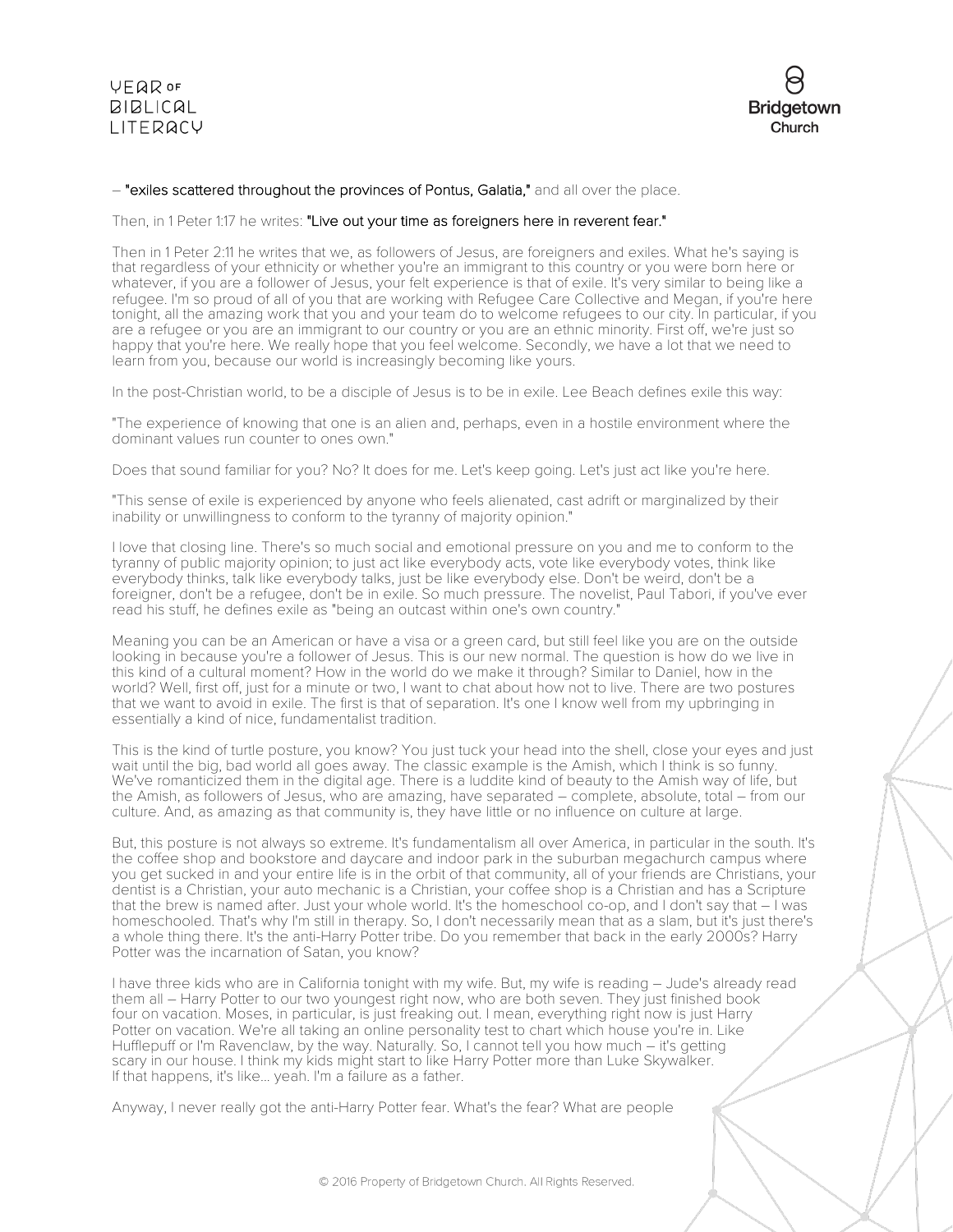– **"exiles scattered throughout the provinces of Pontus, Galatia,"** and all over the place.

Then, in 1 Peter 1:17 he writes: **"Live out your time as foreigners here in reverent fear."**

Then in 1 Peter 2:11 he writes that we, as followers of Jesus, are foreigners and exiles. What he's saying is that regardless of your ethnicity or whether you're an immigrant to this country or you were born here or whatever, if you are a follower of Jesus, your felt experience is that of exile. It's very similar to being like a refugee. I'm so proud of all of you that are working with Refugee Care Collective and Megan, if you're here tonight, all the amazing work that you and your team do to welcome refugees to our city. In particular, if you are a refugee or you are an immigrant to our country or you are an ethnic minority. First off, we're just so happy that you're here. We really hope that you feel welcome. Secondly, we have a lot that we need to learn from you, because our world is increasingly becoming like yours.

In the post-Christian world, to be a disciple of Jesus is to be in exile. Lee Beach defines exile this way:

"The experience of knowing that one is an alien and, perhaps, even in a hostile environment where the dominant values run counter to ones own."

Does that sound familiar for you? No? It does for me. Let's keep going. Let's just act like you're here.

"This sense of exile is experienced by anyone who feels alienated, cast adrift or marginalized by their inability or unwillingness to conform to the tyranny of majority opinion."

I love that closing line. There's so much social and emotional pressure on you and me to conform to the tyranny of public majority opinion; to just act like everybody acts, vote like everybody votes, think like everybody thinks, talk like everybody talks, just be like everybody else. Don't be weird, don't be a foreigner, don't be a refugee, don't be in exile. So much pressure. The novelist, Paul Tabori, if you've ever read his stuff, he defines exile as "being an outcast within one's own country."

Meaning you can be an American or have a visa or a green card, but still feel like you are on the outside looking in because you're a follower of Jesus. This is our new normal. The question is how do we live in this kind of a cultural moment? How in the world do we make it through? Similar to Daniel, how in the world? Well, first off, just for a minute or two, I want to chat about how not to live. There are two postures that we want to avoid in exile. The first is that of separation. It's one I know well from my upbringing in essentially a kind of nice, fundamentalist tradition.

This is the kind of turtle posture, you know? You just tuck your head into the shell, close your eyes and just wait until the big, bad world all goes away. The classic example is the Amish, which I think is so funny. We've romanticized them in the digital age. There is a luddite kind of beauty to the Amish way of life, but the Amish, as followers of Jesus, who are amazing, have separated – complete, absolute, total – from our culture. And, as amazing as that community is, they have little or no influence on culture at large.

But, this posture is not always so extreme. It's fundamentalism all over America, in particular in the south. It's the coffee shop and bookstore and daycare and indoor park in the suburban megachurch campus where you get sucked in and your entire life is in the orbit of that community, all of your friends are Christians, your dentist is a Christian, your auto mechanic is a Christian, your coffee shop is a Christian and has a Scripture that the brew is named after. Just your whole world. It's the homeschool co-op, and I don't say that – I was homeschooled. That's why I'm still in therapy. So, I don't necessarily mean that as a slam, but it's just there's a whole thing there. It's the anti-Harry Potter tribe. Do you remember that back in the early 2000s? Harry Potter was the incarnation of Satan, you know?

I have three kids who are in California tonight with my wife. But, my wife is reading – Jude's already read them all – Harry Potter to our two youngest right now, who are both seven. They just finished book four on vacation. Moses, in particular, is just freaking out. I mean, everything right now is just Harry Potter on vacation. We're all taking an online personality test to chart which house you're in. Like Hufflepuff or I'm Ravenclaw, by the way. Naturally. So, I cannot tell you how much – it's getting scary in our house. I think my kids might start to like Harry Potter more than Luke Skywalker. If that happens, it's like... yeah. I'm a failure as a father.

Anyway, I never really got the anti-Harry Potter fear. What's the fear? What are people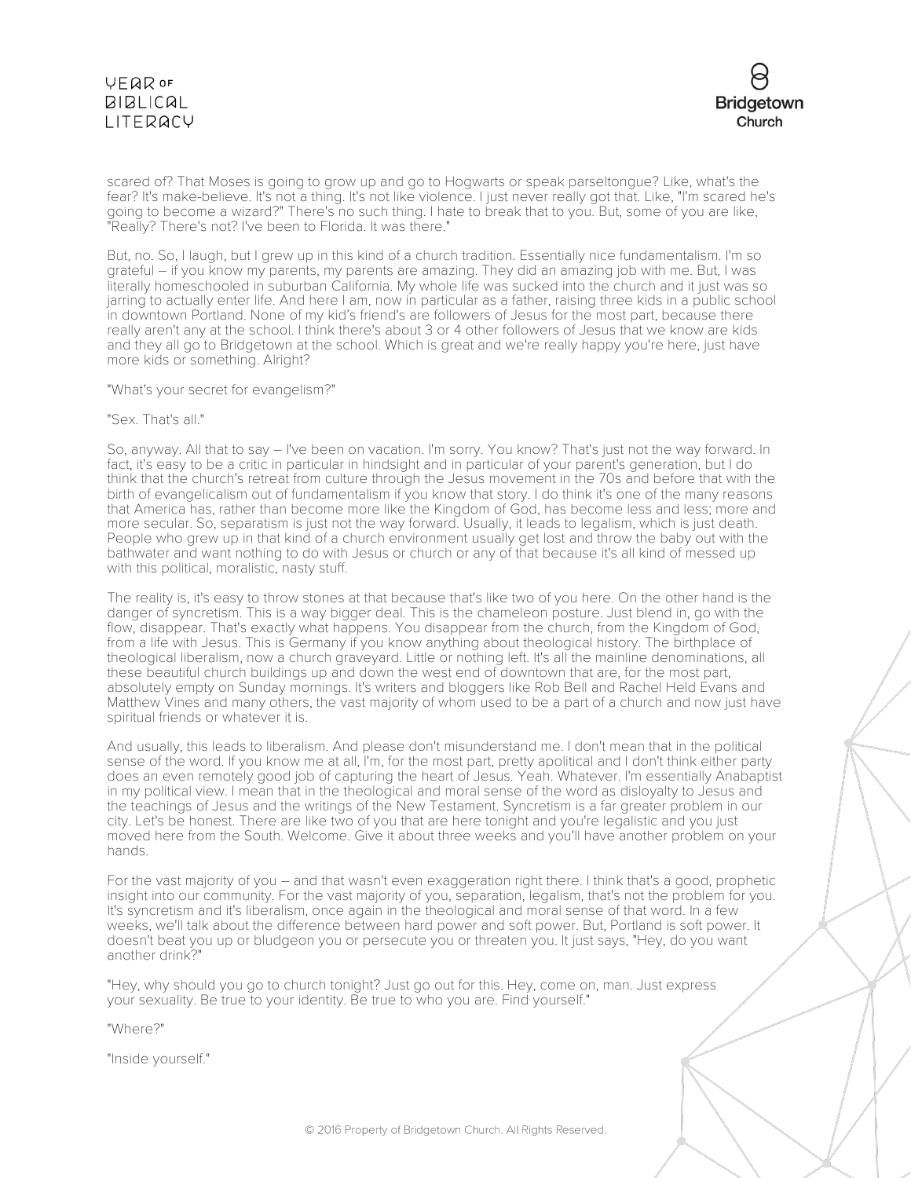scared of? That Moses is going to grow up and go to Hogwarts or speak parseltongue? Like, what's the fear? It's make-believe. It's not a thing. It's not like violence. I just never really got that. Like, "I'm scared he's going to become a wizard?" There's no such thing. I hate to break that to you. But, some of you are like, "Really? There's not? I've been to Florida. It was there."

But, no. So, I laugh, but I grew up in this kind of a church tradition. Essentially nice fundamentalism. I'm so grateful – if you know my parents, my parents are amazing. They did an amazing job with me. But, I was literally homeschooled in suburban California. My whole life was sucked into the church and it just was so jarring to actually enter life. And here I am, now in particular as a father, raising three kids in a public school in downtown Portland. None of my kid's friend's are followers of Jesus for the most part, because there really aren't any at the school. I think there's about 3 or 4 other followers of Jesus that we know are kids and they all go to Bridgetown at the school. Which is great and we're really happy you're here, just have more kids or something. Alright?

"What's your secret for evangelism?"

"Sex. That's all."

So, anyway. All that to say – I've been on vacation. I'm sorry. You know? That's just not the way forward. In fact, it's easy to be a critic in particular in hindsight and in particular of your parent's generation, but I do think that the church's retreat from culture through the Jesus movement in the 70s and before that with the birth of evangelicalism out of fundamentalism if you know that story. I do think it's one of the many reasons that America has, rather than become more like the Kingdom of God, has become less and less; more and more secular. So, separatism is just not the way forward. Usually, it leads to legalism, which is just death. People who grew up in that kind of a church environment usually get lost and throw the baby out with the bathwater and want nothing to do with Jesus or church or any of that because it's all kind of messed up with this political, moralistic, nasty stuff.

The reality is, it's easy to throw stones at that because that's like two of you here. On the other hand is the danger of syncretism. This is a way bigger deal. This is the chameleon posture. Just blend in, go with the flow, disappear. That's exactly what happens. You disappear from the church, from the Kingdom of God, from a life with Jesus. This is Germany if you know anything about theological history. The birthplace of theological liberalism, now a church graveyard. Little or nothing left. It's all the mainline denominations, all these beautiful church buildings up and down the west end of downtown that are, for the most part, absolutely empty on Sunday mornings. It's writers and bloggers like Rob Bell and Rachel Held Evans and Matthew Vines and many others, the vast majority of whom used to be a part of a church and now just have spiritual friends or whatever it is.

And usually, this leads to liberalism. And please don't misunderstand me. I don't mean that in the political sense of the word. If you know me at all, I'm, for the most part, pretty apolitical and I don't think either party does an even remotely good job of capturing the heart of Jesus. Yeah. Whatever. I'm essentially Anabaptist in my political view. I mean that in the theological and moral sense of the word as disloyalty to Jesus and the teachings of Jesus and the writings of the New Testament. Syncretism is a far greater problem in our city. Let's be honest. There are like two of you that are here tonight and you're legalistic and you just moved here from the South. Welcome. Give it about three weeks and you'll have another problem on your hands.

For the vast majority of you – and that wasn't even exaggeration right there. I think that's a good, prophetic insight into our community. For the vast majority of you, separation, legalism, that's not the problem for you. It's syncretism and it's liberalism, once again in the theological and moral sense of that word. In a few weeks, we'll talk about the difference between hard power and soft power. But, Portland is soft power. It doesn't beat you up or bludgeon you or persecute you or threaten you. It just says, "Hey, do you want another drink?"

"Hey, why should you go to church tonight? Just go out for this. Hey, come on, man. Just express your sexuality. Be true to your identity. Be true to who you are. Find yourself."

"Where?"

"Inside yourself."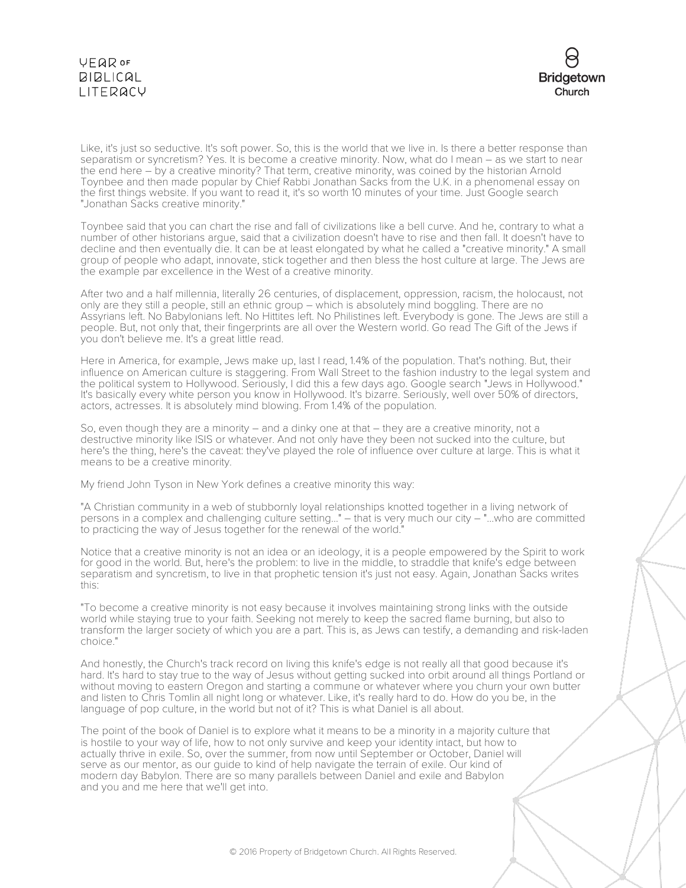Like, it's just so seductive. It's soft power. So, this is the world that we live in. Is there a better response than separatism or syncretism? Yes. It is become a creative minority. Now, what do I mean – as we start to near the end here – by a creative minority? That term, creative minority, was coined by the historian Arnold Toynbee and then made popular by Chief Rabbi Jonathan Sacks from the U.K. in a phenomenal essay on the first things website. If you want to read it, it's so worth 10 minutes of your time. Just Google search "Jonathan Sacks creative minority."

Toynbee said that you can chart the rise and fall of civilizations like a bell curve. And he, contrary to what a number of other historians argue, said that a civilization doesn't have to rise and then fall. It doesn't have to decline and then eventually die. It can be at least elongated by what he called a "creative minority." A small group of people who adapt, innovate, stick together and then bless the host culture at large. The Jews are the example par excellence in the West of a creative minority.

After two and a half millennia, literally 26 centuries, of displacement, oppression, racism, the holocaust, not only are they still a people, still an ethnic group – which is absolutely mind boggling. There are no Assyrians left. No Babylonians left. No Hittites left. No Philistines left. Everybody is gone. The Jews are still a people. But, not only that, their fingerprints are all over the Western world. Go read The Gift of the Jews if you don't believe me. It's a great little read.

Here in America, for example, Jews make up, last I read, 1.4% of the population. That's nothing. But, their influence on American culture is staggering. From Wall Street to the fashion industry to the legal system and the political system to Hollywood. Seriously, I did this a few days ago. Google search "Jews in Hollywood." It's basically every white person you know in Hollywood. It's bizarre. Seriously, well over 50% of directors, actors, actresses. It is absolutely mind blowing. From 1.4% of the population.

So, even though they are a minority – and a dinky one at that – they are a creative minority, not a destructive minority like ISIS or whatever. And not only have they been not sucked into the culture, but here's the thing, here's the caveat: they've played the role of influence over culture at large. This is what it means to be a creative minority.

My friend John Tyson in New York defines a creative minority this way:

"A Christian community in a web of stubbornly loyal relationships knotted together in a living network of persons in a complex and challenging culture setting..." – that is very much our city – "...who are committed to practicing the way of Jesus together for the renewal of the world."

Notice that a creative minority is not an idea or an ideology, it is a people empowered by the Spirit to work for good in the world. But, here's the problem: to live in the middle, to straddle that knife's edge between separatism and syncretism, to live in that prophetic tension it's just not easy. Again, Jonathan Sacks writes this:

"To become a creative minority is not easy because it involves maintaining strong links with the outside world while staying true to your faith. Seeking not merely to keep the sacred flame burning, but also to transform the larger society of which you are a part. This is, as Jews can testify, a demanding and risk-laden choice."

And honestly, the Church's track record on living this knife's edge is not really all that good because it's hard. It's hard to stay true to the way of Jesus without getting sucked into orbit around all things Portland or without moving to eastern Oregon and starting a commune or whatever where you churn your own butter and listen to Chris Tomlin all night long or whatever. Like, it's really hard to do. How do you be, in the language of pop culture, in the world but not of it? This is what Daniel is all about.

The point of the book of Daniel is to explore what it means to be a minority in a majority culture that is hostile to your way of life, how to not only survive and keep your identity intact, but how to actually thrive in exile. So, over the summer, from now until September or October, Daniel will serve as our mentor, as our guide to kind of help navigate the terrain of exile. Our kind of modern day Babylon. There are so many parallels between Daniel and exile and Babylon and you and me here that we'll get into.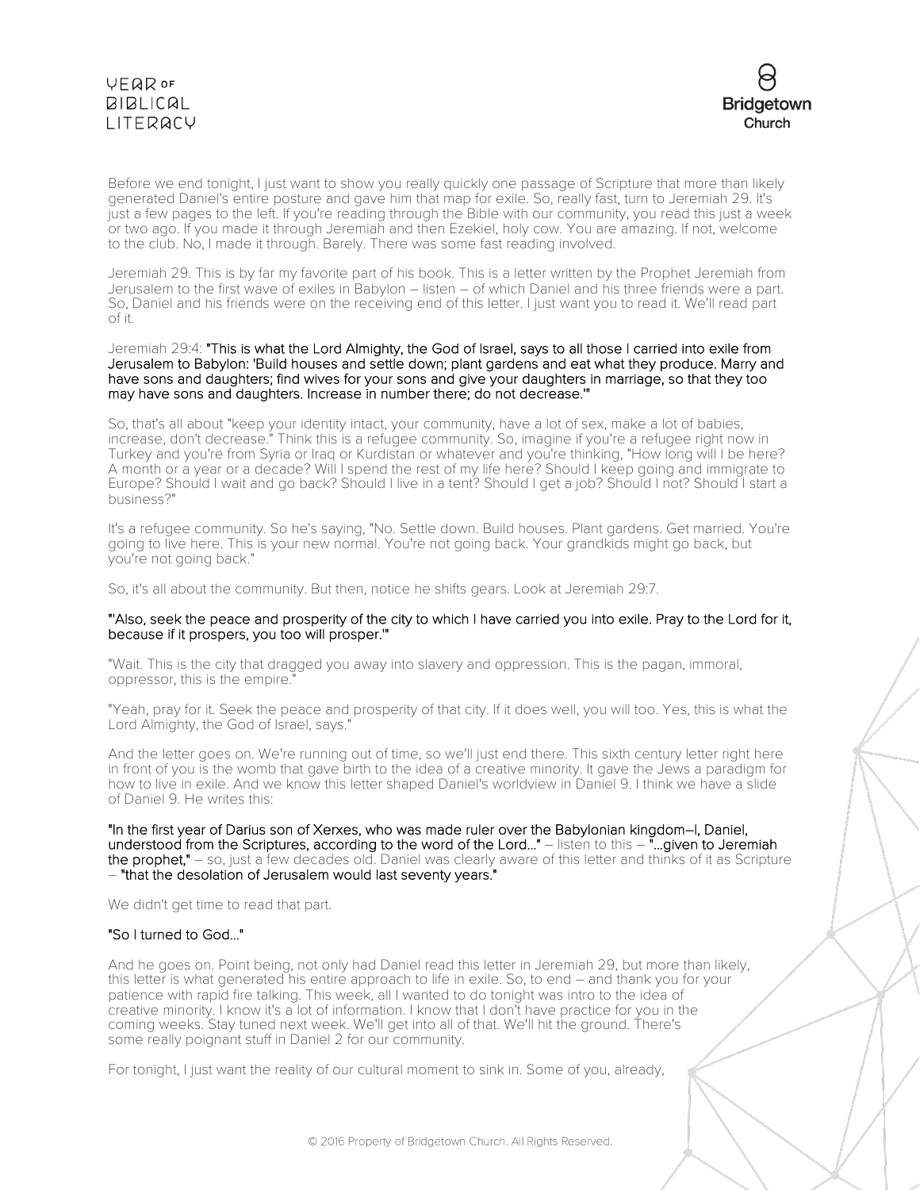Before we end tonight, I just want to show you really quickly one passage of Scripture that more than likely generated Daniel's entire posture and gave him that map for exile. So, really fast, turn to Jeremiah 29. It's just a few pages to the left. If you're reading through the Bible with our community, you read this just a week or two ago. If you made it through Jeremiah and then Ezekiel, holy cow. You are amazing. If not, welcome to the club. No, I made it through. Barely. There was some fast reading involved.

Jeremiah 29. This is by far my favorite part of his book. This is a letter written by the Prophet Jeremiah from Jerusalem to the first wave of exiles in Babylon – listen – of which Daniel and his three friends were a part. So, Daniel and his friends were on the receiving end of this letter. I just want you to read it. We'll read part of it.

Jeremiah 29:4: **"This is what the Lord Almighty, the God of Israel, says to all those I carried into exile from Jerusalem to Babylon: 'Build houses and settle down; plant gardens and eat what they produce. Marry and have sons and daughters; find wives for your sons and give your daughters in marriage, so that they too may have sons and daughters. Increase in number there; do not decrease.'"**

So, that's all about "keep your identity intact, your community, have a lot of sex, make a lot of babies, increase, don't decrease." Think this is a refugee community. So, imagine if you're a refugee right now in Turkey and you're from Syria or Iraq or Kurdistan or whatever and you're thinking, "How long will I be here? A month or a year or a decade? Will I spend the rest of my life here? Should I keep going and immigrate to Europe? Should I wait and go back? Should I live in a tent? Should I get a job? Should I not? Should I start a business?"

It's a refugee community. So he's saying, "No. Settle down. Build houses. Plant gardens. Get married. You're going to live here. This is your new normal. You're not going back. Your grandkids might go back, but you're not going back."

So, it's all about the community. But then, notice he shifts gears. Look at Jeremiah 29:7.

**"'Also, seek the peace and prosperity of the city to which I have carried you into exile. Pray to the Lord for it, because if it prospers, you too will prosper.'"**

"Wait. This is the city that dragged you away into slavery and oppression. This is the pagan, immoral, oppressor, this is the empire."

"Yeah, pray for it. Seek the peace and prosperity of that city. If it does well, you will too. Yes, this is what the Lord Almighty, the God of Israel, says."

And the letter goes on. We're running out of time, so we'll just end there. This sixth century letter right here in front of you is the womb that gave birth to the idea of a creative minority. It gave the Jews a paradigm for how to live in exile. And we know this letter shaped Daniel's worldview in Daniel 9. I think we have a slide of Daniel 9. He writes this:

**"In the first year of Darius son of Xerxes, who was made ruler over the Babylonian kingdom–I, Daniel, understood from the Scriptures, according to the word of the Lord..."** – listen to this – **"...given to Jeremiah the prophet,"** – so, just a few decades old. Daniel was clearly aware of this letter and thinks of it as Scripture – **"that the desolation of Jerusalem would last seventy years."**

We didn't get time to read that part.

**"So I turned to God..."**

And he goes on. Point being, not only had Daniel read this letter in Jeremiah 29, but more than likely, this letter is what generated his entire approach to life in exile. So, to end – and thank you for your patience with rapid fire talking. This week, all I wanted to do tonight was intro to the idea of creative minority. I know it's a lot of information. I know that I don't have practice for you in the coming weeks. Stay tuned next week. We'll get into all of that. We'll hit the ground. There's some really poignant stuff in Daniel 2 for our community.

For tonight, I just want the reality of our cultural moment to sink in. Some of you, already,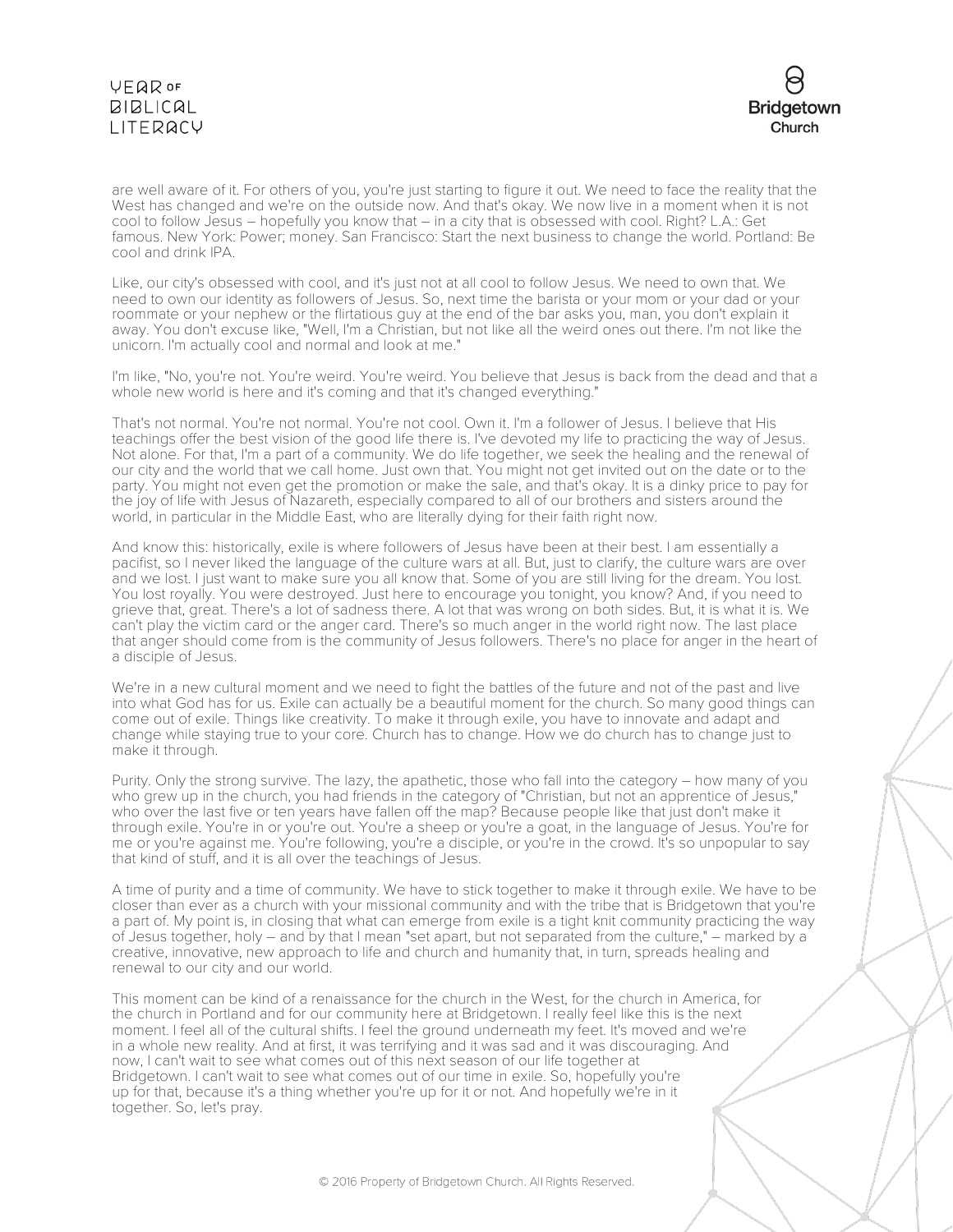are well aware of it. For others of you, you're just starting to figure it out. We need to face the reality that the West has changed and we're on the outside now. And that's okay. We now live in a moment when it is not cool to follow Jesus – hopefully you know that – in a city that is obsessed with cool. Right? L.A.: Get famous. New York: Power; money. San Francisco: Start the next business to change the world. Portland: Be cool and drink IPA.

Like, our city's obsessed with cool, and it's just not at all cool to follow Jesus. We need to own that. We need to own our identity as followers of Jesus. So, next time the barista or your mom or your dad or your roommate or your nephew or the flirtatious guy at the end of the bar asks you, man, you don't explain it away. You don't excuse like, "Well, I'm a Christian, but not like all the weird ones out there. I'm not like the unicorn. I'm actually cool and normal and look at me."

I'm like, "No, you're not. You're weird. You're weird. You believe that Jesus is back from the dead and that a whole new world is here and it's coming and that it's changed everything."

That's not normal. You're not normal. You're not cool. Own it. I'm a follower of Jesus. I believe that His teachings offer the best vision of the good life there is. I've devoted my life to practicing the way of Jesus. Not alone. For that, I'm a part of a community. We do life together, we seek the healing and the renewal of our city and the world that we call home. Just own that. You might not get invited out on the date or to the party. You might not even get the promotion or make the sale, and that's okay. It is a dinky price to pay for the joy of life with Jesus of Nazareth, especially compared to all of our brothers and sisters around the world, in particular in the Middle East, who are literally dying for their faith right now.

And know this: historically, exile is where followers of Jesus have been at their best. I am essentially a pacifist, so I never liked the language of the culture wars at all. But, just to clarify, the culture wars are over and we lost. I just want to make sure you all know that. Some of you are still living for the dream. You lost. You lost royally. You were destroyed. Just here to encourage you tonight, you know? And, if you need to grieve that, great. There's a lot of sadness there. A lot that was wrong on both sides. But, it is what it is. We can't play the victim card or the anger card. There's so much anger in the world right now. The last place that anger should come from is the community of Jesus followers. There's no place for anger in the heart of a disciple of Jesus.

We're in a new cultural moment and we need to fight the battles of the future and not of the past and live into what God has for us. Exile can actually be a beautiful moment for the church. So many good things can come out of exile. Things like creativity. To make it through exile, you have to innovate and adapt and change while staying true to your core. Church has to change. How we do church has to change just to make it through.

Purity. Only the strong survive. The lazy, the apathetic, those who fall into the category – how many of you who grew up in the church, you had friends in the category of "Christian, but not an apprentice of Jesus," who over the last five or ten years have fallen off the map? Because people like that just don't make it through exile. You're in or you're out. You're a sheep or you're a goat, in the language of Jesus. You're for me or you're against me. You're following, you're a disciple, or you're in the crowd. It's so unpopular to say that kind of stuff, and it is all over the teachings of Jesus.

A time of purity and a time of community. We have to stick together to make it through exile. We have to be closer than ever as a church with your missional community and with the tribe that is Bridgetown that you're a part of. My point is, in closing that what can emerge from exile is a tight knit community practicing the way of Jesus together, holy – and by that I mean "set apart, but not separated from the culture," – marked by a creative, innovative, new approach to life and church and humanity that, in turn, spreads healing and renewal to our city and our world.

This moment can be kind of a renaissance for the church in the West, for the church in America, for the church in Portland and for our community here at Bridgetown. I really feel like this is the next moment. I feel all of the cultural shifts. I feel the ground underneath my feet. It's moved and we're in a whole new reality. And at first, it was terrifying and it was sad and it was discouraging. And now, I can't wait to see what comes out of this next season of our life together at Bridgetown. I can't wait to see what comes out of our time in exile. So, hopefully you're up for that, because it's a thing whether you're up for it or not. And hopefully we're in it together. So, let's pray.